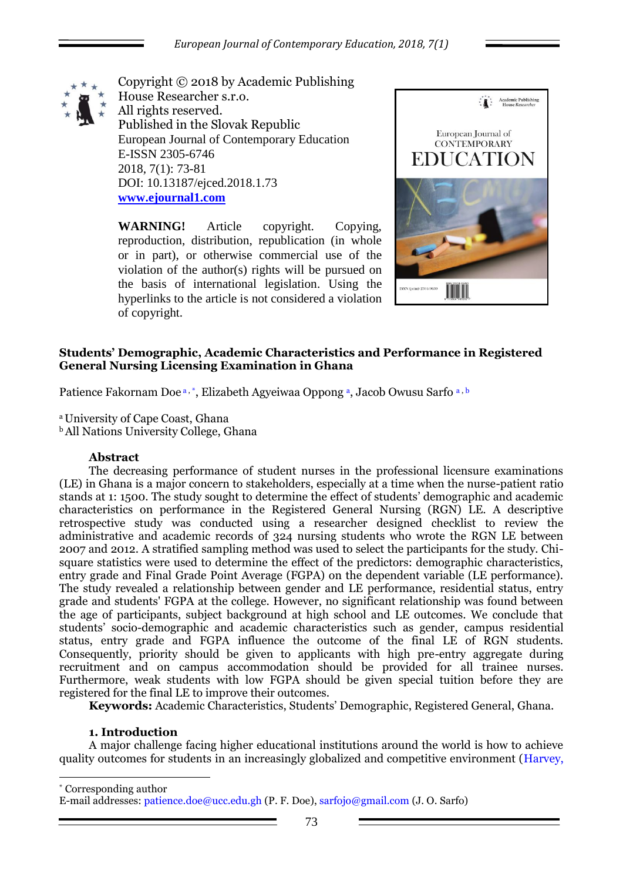Copyright © 2018 by Academic Publishing House Researcher s.r.o.
All rights reserved.
Published in the Slovak Republic
European Journal of Contemporary Education
E-ISSN 2305-6746
2018, 7(1): 73-81
DOI: 10.13187/ejced.2018.1.73
**www.ejournal1.com**

**WARNING!** Article copyright. Copying, reproduction, distribution, republication (in whole or in part), or otherwise commercial use of the violation of the author(s) rights will be pursued on the basis of international legislation. Using the hyperlinks to the article is not considered a violation of copyright.

# Students' Demographic, Academic Characteristics and Performance in Registered General Nursing Licensing Examination in Ghana

Patience Fakornam Doe [a, *], Elizabeth Agyeiwaa Oppong [a], Jacob Owusu Sarfo [a, b]

[a] University of Cape Coast, Ghana
[b] All Nations University College, Ghana

### Abstract

The decreasing performance of student nurses in the professional licensure examinations (LE) in Ghana is a major concern to stakeholders, especially at a time when the nurse-patient ratio stands at 1: 1500. The study sought to determine the effect of students' demographic and academic characteristics on performance in the Registered General Nursing (RGN) LE. A descriptive retrospective study was conducted using a researcher designed checklist to review the administrative and academic records of 324 nursing students who wrote the RGN LE between 2007 and 2012. A stratified sampling method was used to select the participants for the study. Chi-square statistics were used to determine the effect of the predictors: demographic characteristics, entry grade and Final Grade Point Average (FGPA) on the dependent variable (LE performance). The study revealed a relationship between gender and LE performance, residential status, entry grade and students' FGPA at the college. However, no significant relationship was found between the age of participants, subject background at high school and LE outcomes. We conclude that students' socio-demographic and academic characteristics such as gender, campus residential status, entry grade and FGPA influence the outcome of the final LE of RGN students. Consequently, priority should be given to applicants with high pre-entry aggregate during recruitment and on campus accommodation should be provided for all trainee nurses. Furthermore, weak students with low FGPA should be given special tuition before they are registered for the final LE to improve their outcomes.

**Keywords:** Academic Characteristics, Students' Demographic, Registered General, Ghana.

## 1. Introduction

A major challenge facing higher educational institutions around the world is how to achieve quality outcomes for students in an increasingly globalized and competitive environment (Harvey,

---

[*] Corresponding author
E-mail addresses: patience.doe@ucc.edu.gh (P. F. Doe), sarfojo@gmail.com (J. O. Sarfo)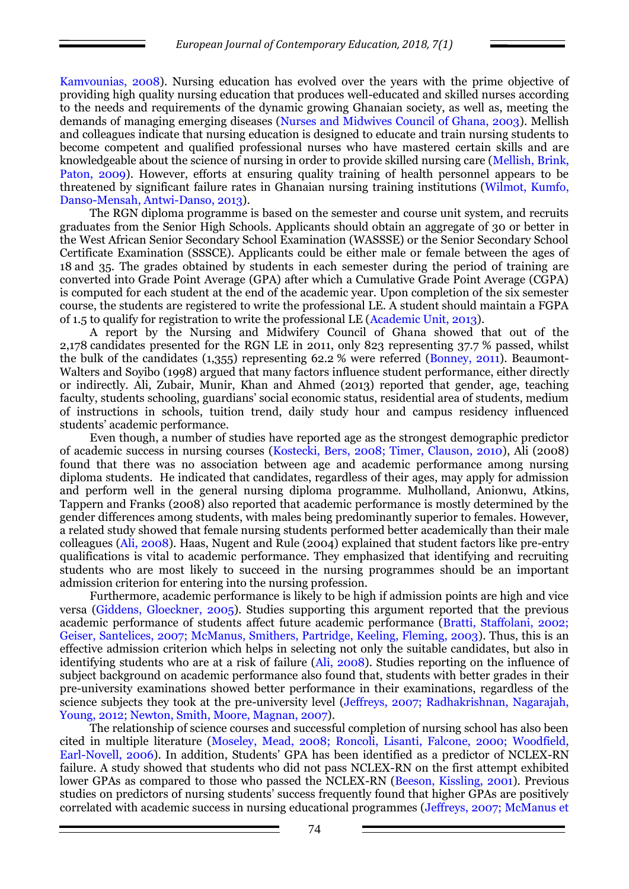Kamvounias, 2008). Nursing education has evolved over the years with the prime objective of providing high quality nursing education that produces well-educated and skilled nurses according to the needs and requirements of the dynamic growing Ghanaian society, as well as, meeting the demands of managing emerging diseases (Nurses and Midwives Council of Ghana, 2003). Mellish and colleagues indicate that nursing education is designed to educate and train nursing students to become competent and qualified professional nurses who have mastered certain skills and are knowledgeable about the science of nursing in order to provide skilled nursing care (Mellish, Brink, Paton, 2009). However, efforts at ensuring quality training of health personnel appears to be threatened by significant failure rates in Ghanaian nursing training institutions (Wilmot, Kumfo, Danso-Mensah, Antwi-Danso, 2013).

The RGN diploma programme is based on the semester and course unit system, and recruits graduates from the Senior High Schools. Applicants should obtain an aggregate of 30 or better in the West African Senior Secondary School Examination (WASSSE) or the Senior Secondary School Certificate Examination (SSSCE). Applicants could be either male or female between the ages of 18 and 35. The grades obtained by students in each semester during the period of training are converted into Grade Point Average (GPA) after which a Cumulative Grade Point Average (CGPA) is computed for each student at the end of the academic year. Upon completion of the six semester course, the students are registered to write the professional LE. A student should maintain a FGPA of 1.5 to qualify for registration to write the professional LE (Academic Unit, 2013).

A report by the Nursing and Midwifery Council of Ghana showed that out of the 2,178 candidates presented for the RGN LE in 2011, only 823 representing 37.7 % passed, whilst the bulk of the candidates (1,355) representing 62.2 % were referred (Bonney, 2011). Beaumont-Walters and Soyibo (1998) argued that many factors influence student performance, either directly or indirectly. Ali, Zubair, Munir, Khan and Ahmed (2013) reported that gender, age, teaching faculty, students schooling, guardians' social economic status, residential area of students, medium of instructions in schools, tuition trend, daily study hour and campus residency influenced students' academic performance.

Even though, a number of studies have reported age as the strongest demographic predictor of academic success in nursing courses (Kostecki, Bers, 2008; Timer, Clauson, 2010), Ali (2008) found that there was no association between age and academic performance among nursing diploma students. He indicated that candidates, regardless of their ages, may apply for admission and perform well in the general nursing diploma programme. Mulholland, Anionwu, Atkins, Tappern and Franks (2008) also reported that academic performance is mostly determined by the gender differences among students, with males being predominantly superior to females. However, a related study showed that female nursing students performed better academically than their male colleagues (Ali, 2008). Haas, Nugent and Rule (2004) explained that student factors like pre-entry qualifications is vital to academic performance. They emphasized that identifying and recruiting students who are most likely to succeed in the nursing programmes should be an important admission criterion for entering into the nursing profession.

Furthermore, academic performance is likely to be high if admission points are high and vice versa (Giddens, Gloeckner, 2005). Studies supporting this argument reported that the previous academic performance of students affect future academic performance (Bratti, Staffolani, 2002; Geiser, Santelices, 2007; McManus, Smithers, Partridge, Keeling, Fleming, 2003). Thus, this is an effective admission criterion which helps in selecting not only the suitable candidates, but also in identifying students who are at a risk of failure (Ali, 2008). Studies reporting on the influence of subject background on academic performance also found that, students with better grades in their pre-university examinations showed better performance in their examinations, regardless of the science subjects they took at the pre-university level (Jeffreys, 2007; Radhakrishnan, Nagarajah, Young, 2012; Newton, Smith, Moore, Magnan, 2007).

The relationship of science courses and successful completion of nursing school has also been cited in multiple literature (Moseley, Mead, 2008; Roncoli, Lisanti, Falcone, 2000; Woodfield, Earl-Novell, 2006). In addition, Students' GPA has been identified as a predictor of NCLEX-RN failure. A study showed that students who did not pass NCLEX-RN on the first attempt exhibited lower GPAs as compared to those who passed the NCLEX-RN (Beeson, Kissling, 2001). Previous studies on predictors of nursing students' success frequently found that higher GPAs are positively correlated with academic success in nursing educational programmes (Jeffreys, 2007; McManus et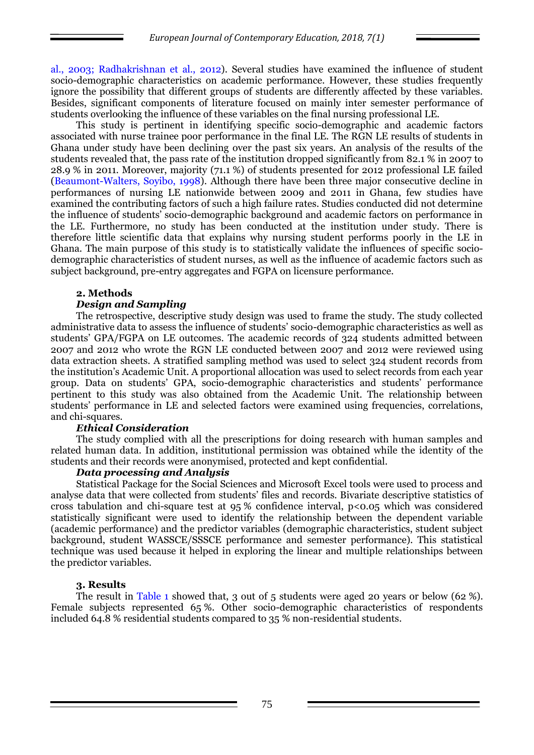al., 2003; Radhakrishnan et al., 2012). Several studies have examined the influence of student socio-demographic characteristics on academic performance. However, these studies frequently ignore the possibility that different groups of students are differently affected by these variables. Besides, significant components of literature focused on mainly inter semester performance of students overlooking the influence of these variables on the final nursing professional LE.

This study is pertinent in identifying specific socio-demographic and academic factors associated with nurse trainee poor performance in the final LE. The RGN LE results of students in Ghana under study have been declining over the past six years. An analysis of the results of the students revealed that, the pass rate of the institution dropped significantly from 82.1 % in 2007 to 28.9 % in 2011. Moreover, majority (71.1 %) of students presented for 2012 professional LE failed (Beaumont-Walters, Soyibo, 1998). Although there have been three major consecutive decline in performances of nursing LE nationwide between 2009 and 2011 in Ghana, few studies have examined the contributing factors of such a high failure rates. Studies conducted did not determine the influence of students' socio-demographic background and academic factors on performance in the LE. Furthermore, no study has been conducted at the institution under study. There is therefore little scientific data that explains why nursing student performs poorly in the LE in Ghana. The main purpose of this study is to statistically validate the influences of specific socio-demographic characteristics of student nurses, as well as the influence of academic factors such as subject background, pre-entry aggregates and FGPA on licensure performance.

## 2. Methods

### *Design and Sampling*

The retrospective, descriptive study design was used to frame the study. The study collected administrative data to assess the influence of students' socio-demographic characteristics as well as students' GPA/FGPA on LE outcomes. The academic records of 324 students admitted between 2007 and 2012 who wrote the RGN LE conducted between 2007 and 2012 were reviewed using data extraction sheets. A stratified sampling method was used to select 324 student records from the institution's Academic Unit. A proportional allocation was used to select records from each year group. Data on students' GPA, socio-demographic characteristics and students' performance pertinent to this study was also obtained from the Academic Unit. The relationship between students' performance in LE and selected factors were examined using frequencies, correlations, and chi-squares.

### *Ethical Consideration*

The study complied with all the prescriptions for doing research with human samples and related human data. In addition, institutional permission was obtained while the identity of the students and their records were anonymised, protected and kept confidential.

### *Data processing and Analysis*

Statistical Package for the Social Sciences and Microsoft Excel tools were used to process and analyse data that were collected from students' files and records. Bivariate descriptive statistics of cross tabulation and chi-square test at 95 % confidence interval, $p<0.05$ which was considered statistically significant were used to identify the relationship between the dependent variable (academic performance) and the predictor variables (demographic characteristics, student subject background, student WASSCE/SSSCE performance and semester performance). This statistical technique was used because it helped in exploring the linear and multiple relationships between the predictor variables.

## 3. Results

The result in Table 1 showed that, 3 out of 5 students were aged 20 years or below (62 %). Female subjects represented 65 %. Other socio-demographic characteristics of respondents included 64.8 % residential students compared to 35 % non-residential students.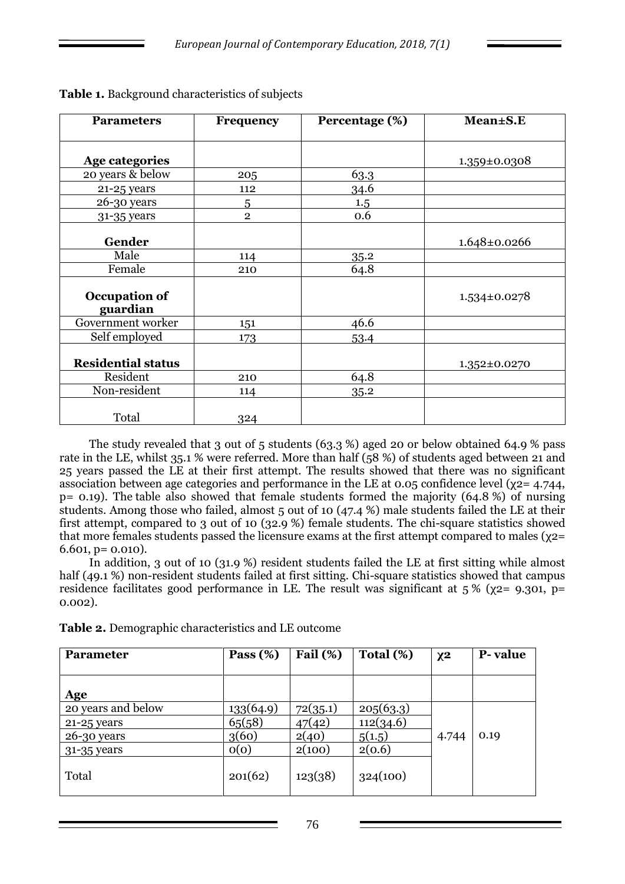**Table 1.** Background characteristics of subjects

| Parameters | Frequency | Percentage (%) | Mean±S.E |
|---|---|---|---|
| **Age categories** | | | 1.359±0.0308 |
| 20 years & below | 205 | 63.3 | |
| 21-25 years | 112 | 34.6 | |
| 26-30 years | 5 | 1.5 | |
| 31-35 years | 2 | 0.6 | |
| **Gender** | | | 1.648±0.0266 |
| Male | 114 | 35.2 | |
| Female | 210 | 64.8 | |
| **Occupation of guardian** | | | 1.534±0.0278 |
| Government worker | 151 | 46.6 | |
| Self employed | 173 | 53.4 | |
| **Residential status** | | | 1.352±0.0270 |
| Resident | 210 | 64.8 | |
| Non-resident | 114 | 35.2 | |
| Total | 324 | | |

The study revealed that 3 out of 5 students (63.3 %) aged 20 or below obtained 64.9 % pass rate in the LE, whilst 35.1 % were referred. More than half (58 %) of students aged between 21 and 25 years passed the LE at their first attempt. The results showed that there was no significant association between age categories and performance in the LE at 0.05 confidence level ($\chi^2$= 4.744, p= 0.19). The table also showed that female students formed the majority (64.8 %) of nursing students. Among those who failed, almost 5 out of 10 (47.4 %) male students failed the LE at their first attempt, compared to 3 out of 10 (32.9 %) female students. The chi-square statistics showed that more females students passed the licensure exams at the first attempt compared to males ($\chi^2$= 6.601, p= 0.010).

In addition, 3 out of 10 (31.9 %) resident students failed the LE at first sitting while almost half (49.1 %) non-resident students failed at first sitting. Chi-square statistics showed that campus residence facilitates good performance in LE. The result was significant at 5 % ($\chi^2$= 9.301, p= 0.002).

**Table 2.** Demographic characteristics and LE outcome

| Parameter | Pass (%) | Fail (%) | Total (%) | $\chi^2$ | P- value |
|---|---|---|---|---|---|
| **Age** | | | | | |
| 20 years and below | 133(64.9) | 72(35.1) | 205(63.3) | 4.744 | 0.19 |
| 21-25 years | 65(58) | 47(42) | 112(34.6) | | |
| 26-30 years | 3(60) | 2(40) | 5(1.5) | | |
| 31-35 years | 0(0) | 2(100) | 2(0.6) | | |
| Total | 201(62) | 123(38) | 324(100) | | |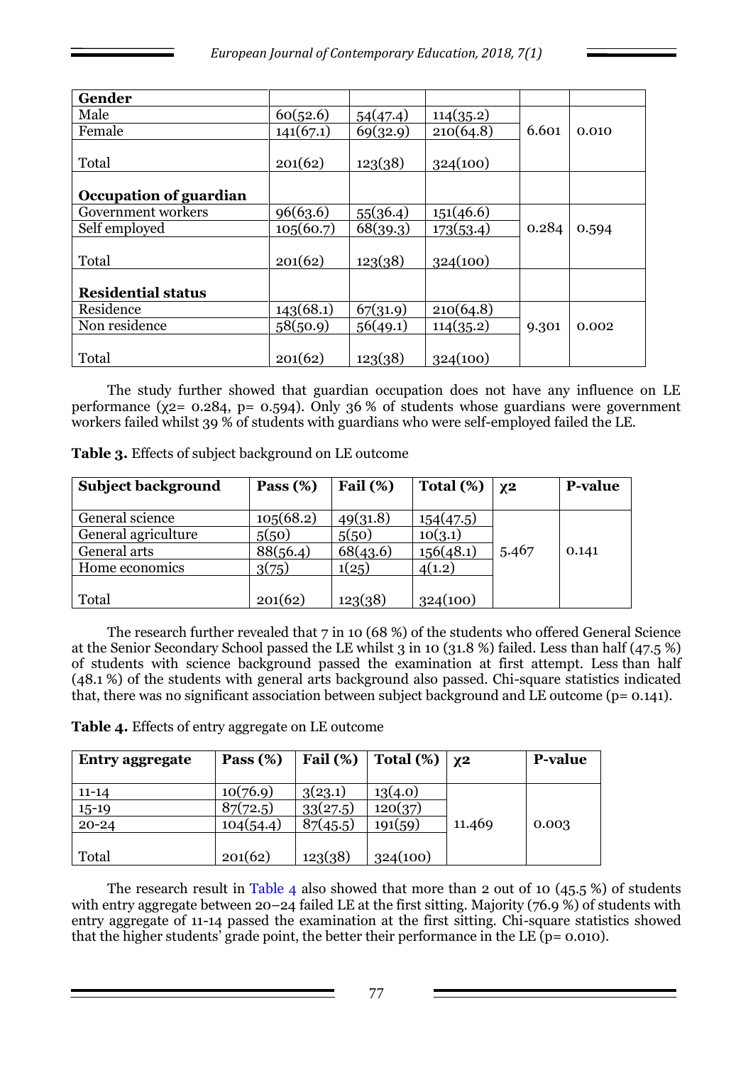| Gender | | | | | |
|---|---|---|---|---|---|
| Male | 60(52.6) | 54(47.4) | 114(35.2) | 6.601 | 0.010 |
| Female | 141(67.1) | 69(32.9) | 210(64.8) | | |
| Total | 201(62) | 123(38) | 324(100) | | |
| **Occupation of guardian** | | | | | |
| Government workers | 96(63.6) | 55(36.4) | 151(46.6) | 0.284 | 0.594 |
| Self employed | 105(60.7) | 68(39.3) | 173(53.4) | | |
| Total | 201(62) | 123(38) | 324(100) | | |
| **Residential status** | | | | | |
| Residence | 143(68.1) | 67(31.9) | 210(64.8) | 9.301 | 0.002 |
| Non residence | 58(50.9) | 56(49.1) | 114(35.2) | | |
| Total | 201(62) | 123(38) | 324(100) | | |

The study further showed that guardian occupation does not have any influence on LE performance ($\chi2$= 0.284, p= 0.594). Only 36 % of students whose guardians were government workers failed whilst 39 % of students with guardians who were self-employed failed the LE.

**Table 3.** Effects of subject background on LE outcome

| Subject background | Pass (%) | Fail (%) | Total (%) | χ2 | P-value |
|---|---|---|---|---|---|
| General science | 105(68.2) | 49(31.8) | 154(47.5) | 5.467 | 0.141 |
| General agriculture | 5(50) | 5(50) | 10(3.1) | | |
| General arts | 88(56.4) | 68(43.6) | 156(48.1) | | |
| Home economics | 3(75) | 1(25) | 4(1.2) | | |
| Total | 201(62) | 123(38) | 324(100) | | |

The research further revealed that 7 in 10 (68 %) of the students who offered General Science at the Senior Secondary School passed the LE whilst 3 in 10 (31.8 %) failed. Less than half (47.5 %) of students with science background passed the examination at first attempt. Less than half (48.1 %) of the students with general arts background also passed. Chi-square statistics indicated that, there was no significant association between subject background and LE outcome (p= 0.141).

**Table 4.** Effects of entry aggregate on LE outcome

| Entry aggregate | Pass (%) | Fail (%) | Total (%) | χ2 | P-value |
|---|---|---|---|---|---|
| 11-14 | 10(76.9) | 3(23.1) | 13(4.0) | 11.469 | 0.003 |
| 15-19 | 87(72.5) | 33(27.5) | 120(37) | | |
| 20-24 | 104(54.4) | 87(45.5) | 191(59) | | |
| Total | 201(62) | 123(38) | 324(100) | | |

The research result in Table 4 also showed that more than 2 out of 10 (45.5 %) of students with entry aggregate between 20–24 failed LE at the first sitting. Majority (76.9 %) of students with entry aggregate of 11-14 passed the examination at the first sitting. Chi-square statistics showed that the higher students' grade point, the better their performance in the LE (p= 0.010).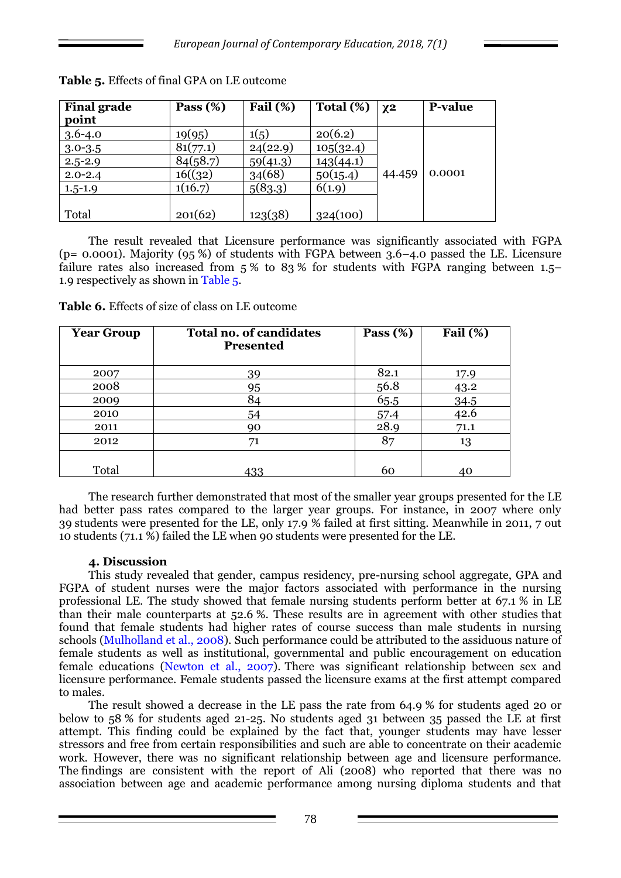**Table 5.** Effects of final GPA on LE outcome

| Final grade point | Pass (%) | Fail (%) | Total (%) | χ2 | P-value |
|---|---|---|---|---|---|
| 3.6-4.0 | 19(95) | 1(5) | 20(6.2) | 44.459 | 0.0001 |
| 3.0-3.5 | 81(77.1) | 24(22.9) | 105(32.4) | | |
| 2.5-2.9 | 84(58.7) | 59(41.3) | 143(44.1) | | |
| 2.0-2.4 | 16((32) | 34(68) | 50(15.4) | | |
| 1.5-1.9 | 1(16.7) | 5(83.3) | 6(1.9) | | |
| Total | 201(62) | 123(38) | 324(100) | | |

The result revealed that Licensure performance was significantly associated with FGPA (p= 0.0001). Majority (95 %) of students with FGPA between 3.6–4.0 passed the LE. Licensure failure rates also increased from 5 % to 83 % for students with FGPA ranging between 1.5–1.9 respectively as shown in Table 5.

**Table 6.** Effects of size of class on LE outcome

| Year Group | Total no. of candidates Presented | Pass (%) | Fail (%) |
|---|---|---|---|
| 2007 | 39 | 82.1 | 17.9 |
| 2008 | 95 | 56.8 | 43.2 |
| 2009 | 84 | 65.5 | 34.5 |
| 2010 | 54 | 57.4 | 42.6 |
| 2011 | 90 | 28.9 | 71.1 |
| 2012 | 71 | 87 | 13 |
| Total | 433 | 60 | 40 |

The research further demonstrated that most of the smaller year groups presented for the LE had better pass rates compared to the larger year groups. For instance, in 2007 where only 39 students were presented for the LE, only 17.9 % failed at first sitting. Meanwhile in 2011, 7 out 10 students (71.1 %) failed the LE when 90 students were presented for the LE.

## 4. Discussion

This study revealed that gender, campus residency, pre-nursing school aggregate, GPA and FGPA of student nurses were the major factors associated with performance in the nursing professional LE. The study showed that female nursing students perform better at 67.1 % in LE than their male counterparts at 52.6 %. These results are in agreement with other studies that found that female students had higher rates of course success than male students in nursing schools (Mulholland et al., 2008). Such performance could be attributed to the assiduous nature of female students as well as institutional, governmental and public encouragement on education female educations (Newton et al., 2007). There was significant relationship between sex and licensure performance. Female students passed the licensure exams at the first attempt compared to males.

The result showed a decrease in the LE pass the rate from 64.9 % for students aged 20 or below to 58 % for students aged 21-25. No students aged 31 between 35 passed the LE at first attempt. This finding could be explained by the fact that, younger students may have lesser stressors and free from certain responsibilities and such are able to concentrate on their academic work. However, there was no significant relationship between age and licensure performance. The findings are consistent with the report of Ali (2008) who reported that there was no association between age and academic performance among nursing diploma students and that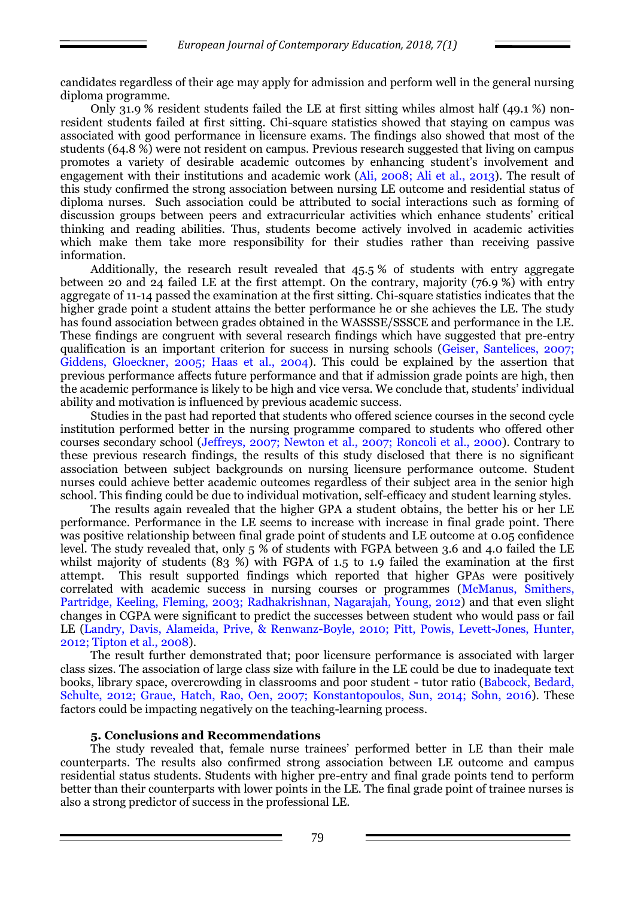candidates regardless of their age may apply for admission and perform well in the general nursing diploma programme.

Only 31.9 % resident students failed the LE at first sitting whiles almost half (49.1 %) non-resident students failed at first sitting. Chi-square statistics showed that staying on campus was associated with good performance in licensure exams. The findings also showed that most of the students (64.8 %) were not resident on campus. Previous research suggested that living on campus promotes a variety of desirable academic outcomes by enhancing student's involvement and engagement with their institutions and academic work (Ali, 2008; Ali et al., 2013). The result of this study confirmed the strong association between nursing LE outcome and residential status of diploma nurses. Such association could be attributed to social interactions such as forming of discussion groups between peers and extracurricular activities which enhance students' critical thinking and reading abilities. Thus, students become actively involved in academic activities which make them take more responsibility for their studies rather than receiving passive information.

Additionally, the research result revealed that 45.5 % of students with entry aggregate between 20 and 24 failed LE at the first attempt. On the contrary, majority (76.9 %) with entry aggregate of 11-14 passed the examination at the first sitting. Chi-square statistics indicates that the higher grade point a student attains the better performance he or she achieves the LE. The study has found association between grades obtained in the WASSSE/SSSCE and performance in the LE. These findings are congruent with several research findings which have suggested that pre-entry qualification is an important criterion for success in nursing schools (Geiser, Santelices, 2007; Giddens, Gloeckner, 2005; Haas et al., 2004). This could be explained by the assertion that previous performance affects future performance and that if admission grade points are high, then the academic performance is likely to be high and vice versa. We conclude that, students' individual ability and motivation is influenced by previous academic success.

Studies in the past had reported that students who offered science courses in the second cycle institution performed better in the nursing programme compared to students who offered other courses secondary school (Jeffreys, 2007; Newton et al., 2007; Roncoli et al., 2000). Contrary to these previous research findings, the results of this study disclosed that there is no significant association between subject backgrounds on nursing licensure performance outcome. Student nurses could achieve better academic outcomes regardless of their subject area in the senior high school. This finding could be due to individual motivation, self-efficacy and student learning styles.

The results again revealed that the higher GPA a student obtains, the better his or her LE performance. Performance in the LE seems to increase with increase in final grade point. There was positive relationship between final grade point of students and LE outcome at 0.05 confidence level. The study revealed that, only 5 % of students with FGPA between 3.6 and 4.0 failed the LE whilst majority of students (83 %) with FGPA of 1.5 to 1.9 failed the examination at the first attempt. This result supported findings which reported that higher GPAs were positively correlated with academic success in nursing courses or programmes (McManus, Smithers, Partridge, Keeling, Fleming, 2003; Radhakrishnan, Nagarajah, Young, 2012) and that even slight changes in CGPA were significant to predict the successes between student who would pass or fail LE (Landry, Davis, Alameida, Prive, & Renwanz-Boyle, 2010; Pitt, Powis, Levett-Jones, Hunter, 2012; Tipton et al., 2008).

The result further demonstrated that; poor licensure performance is associated with larger class sizes. The association of large class size with failure in the LE could be due to inadequate text books, library space, overcrowding in classrooms and poor student - tutor ratio (Babcock, Bedard, Schulte, 2012; Graue, Hatch, Rao, Oen, 2007; Konstantopoulos, Sun, 2014; Sohn, 2016). These factors could be impacting negatively on the teaching-learning process.

### 5. Conclusions and Recommendations

The study revealed that, female nurse trainees' performed better in LE than their male counterparts. The results also confirmed strong association between LE outcome and campus residential status students. Students with higher pre-entry and final grade points tend to perform better than their counterparts with lower points in the LE. The final grade point of trainee nurses is also a strong predictor of success in the professional LE.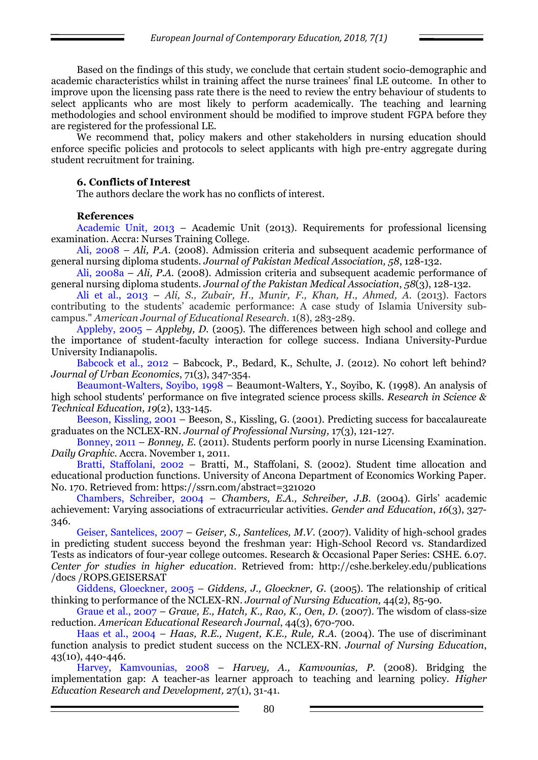Based on the findings of this study, we conclude that certain student socio-demographic and academic characteristics whilst in training affect the nurse trainees' final LE outcome. In other to improve upon the licensing pass rate there is the need to review the entry behaviour of students to select applicants who are most likely to perform academically. The teaching and learning methodologies and school environment should be modified to improve student FGPA before they are registered for the professional LE.

We recommend that, policy makers and other stakeholders in nursing education should enforce specific policies and protocols to select applicants with high pre-entry aggregate during student recruitment for training.

### 6. Conflicts of Interest

The authors declare the work has no conflicts of interest.

### References

Academic Unit, 2013 – Academic Unit (2013). Requirements for professional licensing examination. Accra: Nurses Training College.

Ali, 2008 – *Ali, P.A.* (2008). Admission criteria and subsequent academic performance of general nursing diploma students. *Journal of Pakistan Medical Association, 58*, 128-132.

Ali, 2008a – *Ali, P.A.* (2008). Admission criteria and subsequent academic performance of general nursing diploma students. *Journal of the Pakistan Medical Association*, *58*(3), 128-132.

Ali et al., 2013 – *Ali, S., Zubair, H., Munir, F., Khan, H., Ahmed, A.* (2013). Factors contributing to the students' academic performance: A case study of Islamia University sub-campus." *American Journal of Educational Research.* 1(8), 283-289.

Appleby, 2005 – *Appleby, D.* (2005). The differences between high school and college and the importance of student-faculty interaction for college success. Indiana University-Purdue University Indianapolis.

Babcock et al., 2012 – Babcock, P., Bedard, K., Schulte, J. (2012). No cohort left behind? *Journal of Urban Economics*, 71(3), 347-354.

Beaumont-Walters, Soyibo, 1998 – Beaumont-Walters, Y., Soyibo, K. (1998). An analysis of high school students' performance on five integrated science process skills. *Research in Science & Technical Education, 19*(2), 133-145.

Beeson, Kissling, 2001 – Beeson, S., Kissling, G. (2001). Predicting success for baccalaureate graduates on the NCLEX-RN. *Journal of Professional Nursing,* 17(3), 121-127.

Bonney, 2011 – *Bonney, E.* (2011). Students perform poorly in nurse Licensing Examination. *Daily Graphic.* Accra. November 1, 2011.

Bratti, Staffolani, 2002 – Bratti, M., Staffolani, S. (2002). Student time allocation and educational production functions. University of Ancona Department of Economics Working Paper. No. 170. Retrieved from: https://ssrn.com/abstract=321020

Chambers, Schreiber, 2004 – *Chambers, E.A., Schreiber, J.B.* (2004). Girls' academic achievement: Varying associations of extracurricular activities. *Gender and Education*, *16*(3), 327-346.

Geiser, Santelices, 2007 – *Geiser, S., Santelices, M.V.* (2007). Validity of high-school grades in predicting student success beyond the freshman year: High-School Record vs. Standardized Tests as indicators of four-year college outcomes. Research & Occasional Paper Series: CSHE. 6.07. *Center for studies in higher education*. Retrieved from: http://cshe.berkeley.edu/publications /docs /ROPS.GEISERSAT

Giddens, Gloeckner, 2005 – *Giddens, J., Gloeckner, G.* (2005). The relationship of critical thinking to performance of the NCLEX-RN. *Journal of Nursing Education,* 44(2), 85-90.

Graue et al., 2007 – *Graue, E., Hatch, K., Rao, K., Oen, D.* (2007). The wisdom of class-size reduction. *American Educational Research Journal*, 44(3), 670-700.

Haas et al., 2004 – *Haas, R.E., Nugent, K.E., Rule, R.A.* (2004). The use of discriminant function analysis to predict student success on the NCLEX-RN. *Journal of Nursing Education*, 43(10), 440-446.

Harvey, Kamvounias, 2008 – *Harvey, A., Kamvounias, P.* (2008). Bridging the implementation gap: A teacher-as learner approach to teaching and learning policy. *Higher Education Research and Development,* 27(1), 31-41.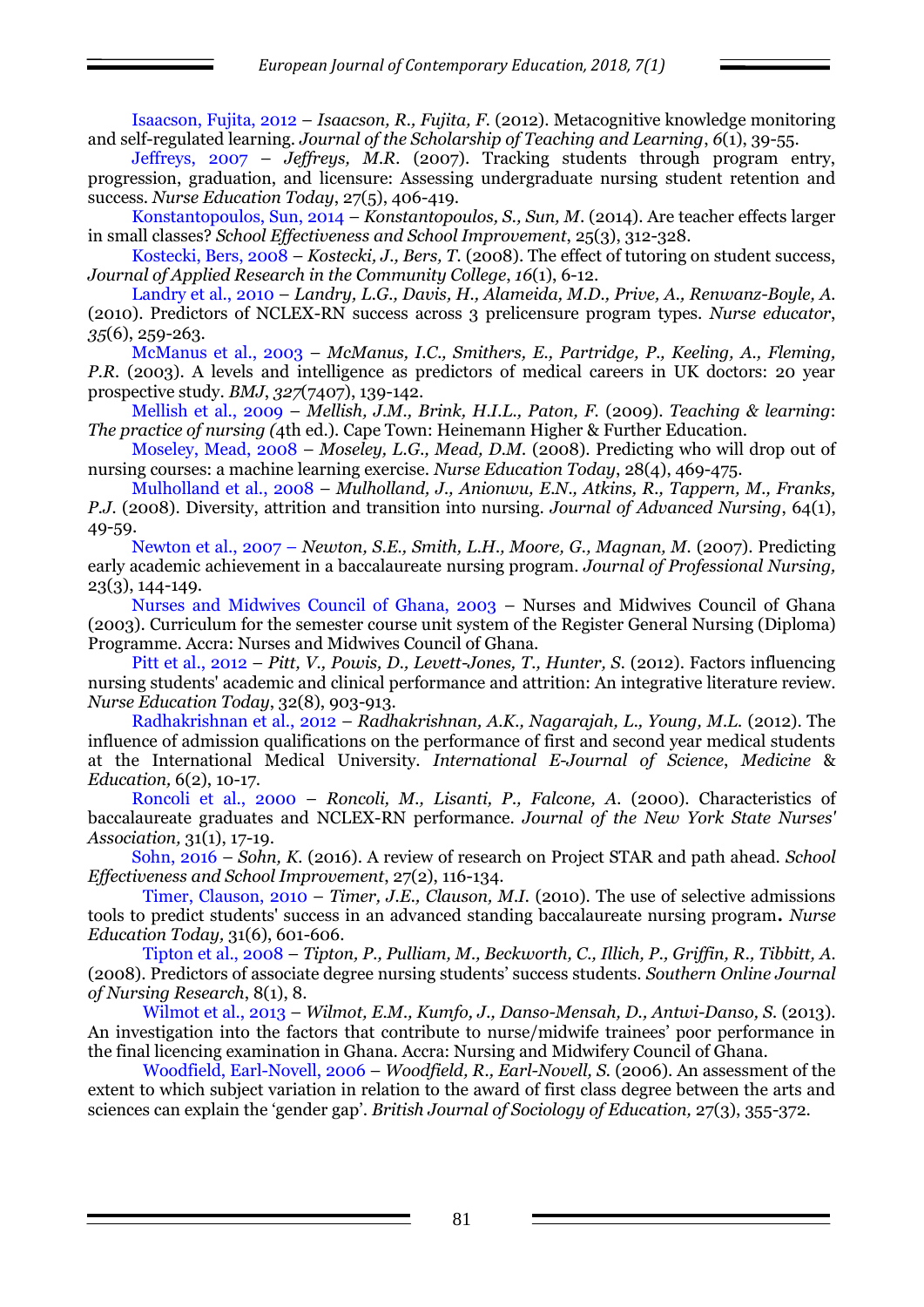Isaacson, Fujita, 2012 – *Isaacson, R., Fujita, F.* (2012). Metacognitive knowledge monitoring and self-regulated learning. *Journal of the Scholarship of Teaching and Learning*, *6*(1), 39-55.

Jeffreys, 2007 – *Jeffreys, M.R.* (2007). Tracking students through program entry, progression, graduation, and licensure: Assessing undergraduate nursing student retention and success. *Nurse Education Today*, 27(5), 406-419.

Konstantopoulos, Sun, 2014 – *Konstantopoulos, S., Sun, M.* (2014). Are teacher effects larger in small classes? *School Effectiveness and School Improvement*, 25(3), 312-328.

Kostecki, Bers, 2008 – *Kostecki, J., Bers, T.* (2008). The effect of tutoring on student success, *Journal of Applied Research in the Community College*, *16*(1), 6-12.

Landry et al., 2010 – *Landry, L.G., Davis, H., Alameida, M.D., Prive, A., Renwanz-Boyle, A.* (2010). Predictors of NCLEX-RN success across 3 prelicensure program types. *Nurse educator*, *35*(6), 259-263.

McManus et al., 2003 – *McManus, I.C., Smithers, E., Partridge, P., Keeling, A., Fleming, P.R.* (2003). A levels and intelligence as predictors of medical careers in UK doctors: 20 year prospective study. *BMJ*, *327*(7407), 139-142.

Mellish et al., 2009 – *Mellish, J.M., Brink, H.I.L., Paton, F.* (2009). *Teaching & learning*: *The practice of nursing (*4th ed.). Cape Town: Heinemann Higher & Further Education.

Moseley, Mead, 2008 – *Moseley, L.G., Mead, D.M.* (2008). Predicting who will drop out of nursing courses: a machine learning exercise. *Nurse Education Today*, 28(4), 469-475.

Mulholland et al., 2008 – *Mulholland, J., Anionwu, E.N., Atkins, R., Tappern, M., Franks, P.J.* (2008). Diversity, attrition and transition into nursing. *Journal of Advanced Nursing*, 64(1), 49-59.

Newton et al., 2007 – *Newton, S.E., Smith, L.H., Moore, G., Magnan, M.* (2007). Predicting early academic achievement in a baccalaureate nursing program. *Journal of Professional Nursing,* 23(3), 144-149.

Nurses and Midwives Council of Ghana, 2003 – Nurses and Midwives Council of Ghana (2003). Curriculum for the semester course unit system of the Register General Nursing (Diploma) Programme. Accra: Nurses and Midwives Council of Ghana.

Pitt et al., 2012 – *Pitt, V., Powis, D., Levett-Jones, T., Hunter, S.* (2012). Factors influencing nursing students' academic and clinical performance and attrition: An integrative literature review. *Nurse Education Today*, 32(8), 903-913.

Radhakrishnan et al., 2012 – *Radhakrishnan, A.K., Nagarajah, L., Young, M.L.* (2012). The influence of admission qualifications on the performance of first and second year medical students at the International Medical University. *International E-Journal of Science*, *Medicine* & *Education,* 6(2), 10-17.

Roncoli et al., 2000 – *Roncoli, M., Lisanti, P., Falcone, A.* (2000). Characteristics of baccalaureate graduates and NCLEX-RN performance. *Journal of the New York State Nurses' Association,* 31(1), 17-19.

Sohn, 2016 – *Sohn, K.* (2016). A review of research on Project STAR and path ahead. *School Effectiveness and School Improvement*, 27(2), 116-134.

Timer, Clauson, 2010 – *Timer, J.E., Clauson, M.I.* (2010). The use of selective admissions tools to predict students' success in an advanced standing baccalaureate nursing program**.** *Nurse Education Today,* 31(6), 601-606.

Tipton et al., 2008 – *Tipton, P., Pulliam, M., Beckworth, C., Illich, P., Griffin, R., Tibbitt, A.* (2008). Predictors of associate degree nursing students' success students. *Southern Online Journal of Nursing Research*, 8(1), 8.

Wilmot et al., 2013 – *Wilmot, E.M., Kumfo, J., Danso-Mensah, D., Antwi-Danso, S.* (2013). An investigation into the factors that contribute to nurse/midwife trainees' poor performance in the final licencing examination in Ghana. Accra: Nursing and Midwifery Council of Ghana.

Woodfield, Earl-Novell, 2006 – *Woodfield, R., Earl-Novell, S.* (2006). An assessment of the extent to which subject variation in relation to the award of first class degree between the arts and sciences can explain the 'gender gap'. *British Journal of Sociology of Education,* 27(3), 355-372.